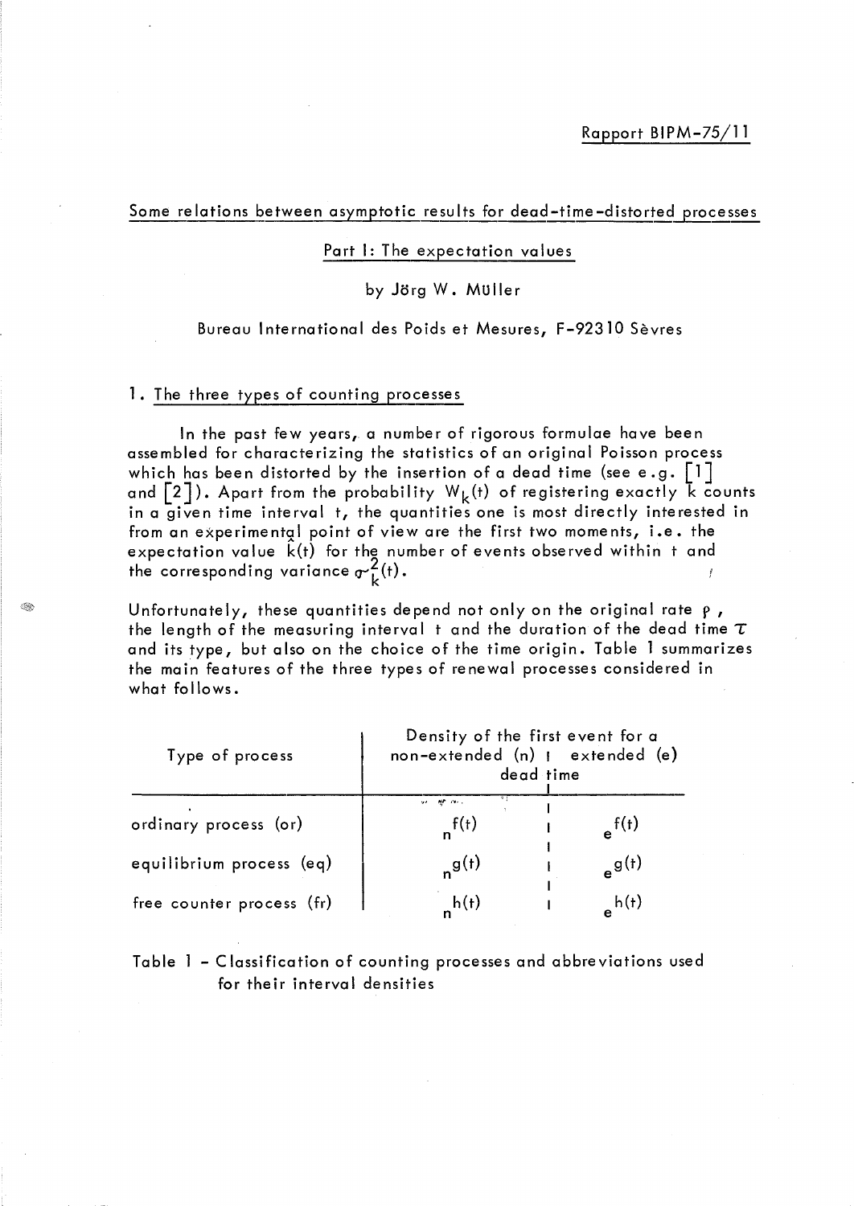Rapport BIPM-75/11

## Some relations between asymptotic results for dead-time-distorted processes

### Part I: The expectation values

by Jörg W. Müller

Bureau International des Poids et Mesures, F-92310 Sèvres

### 1. The three types of counting processes

In the past few years, a number of rigorous formulae have been assembled for characterizing the statistics of an original Poisson process which has been distorted by the insertion of a dead time (see e.g. [1] and [2]). Apart from the probability $W_k(t)$ of registering exactly k counts in a given time interval t, the quantities one is most directly interested in from an experimental point of view are the first two moments, i.e. the expectation value $\hat{k}(t)$ for the number of events observed within t and the corresponding variance $\sigma_k^2(t)$.

Unfortunately, these quantities depend not only on the original rate $\rho$, the length of the measuring interval t and the duration of the dead time $\tau$ and its type, but also on the choice of the time origin. Table 1 summarizes the main features of the three types of renewal processes considered in what follows.

| Type of process | Density of the first event for a non-extended (n) dead time | Density of the first event for an extended (e) dead time |
|---|---|---|
| ordinary process (or) | ${}_n f(t)$ | ${}_e f(t)$ |
| equilibrium process (eq) | ${}_n g(t)$ | ${}_e g(t)$ |
| free counter process (fr) | ${}_n h(t)$ | ${}_e h(t)$ |

Table 1 - Classification of counting processes and abbreviations used for their interval densities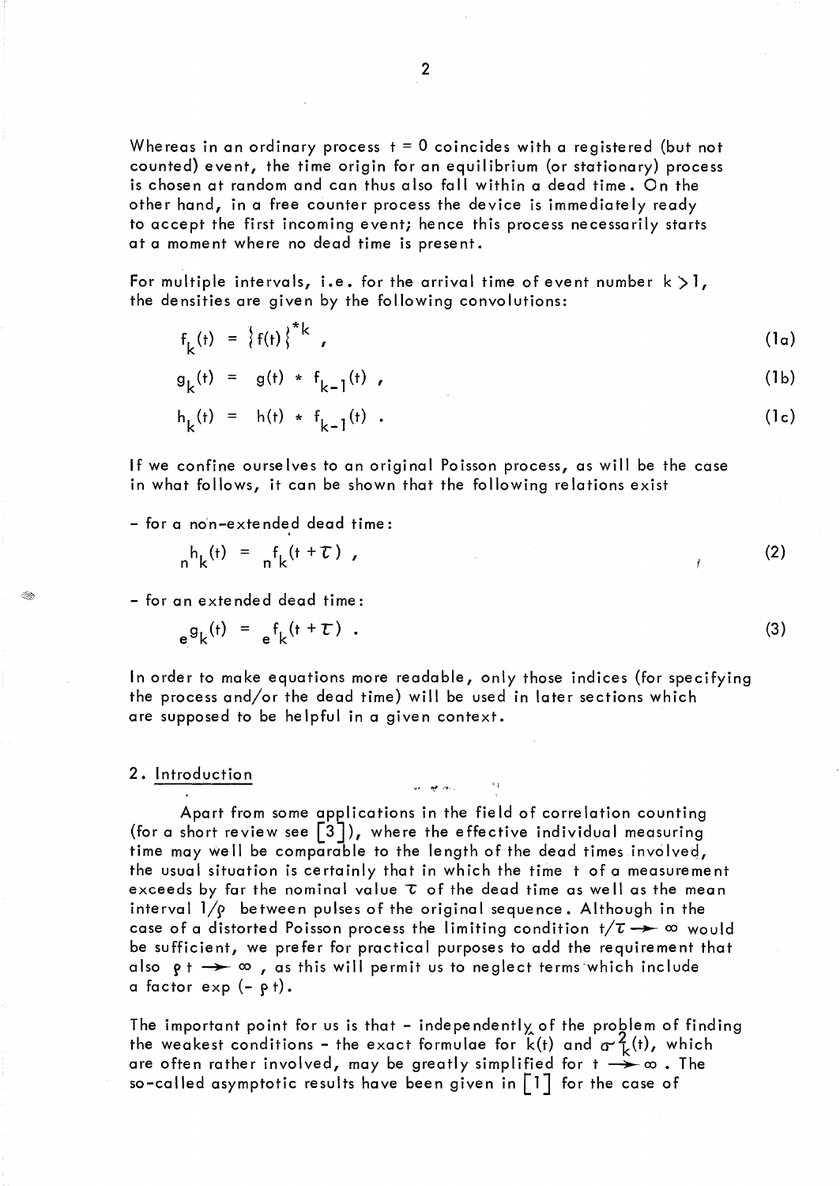Whereas in an ordinary process $t = 0$ coincides with a registered (but not counted) event, the time origin for an equilibrium (or stationary) process is chosen at random and can thus also fall within a dead time. On the other hand, in a free counter process the device is immediately ready to accept the first incoming event; hence this process necessarily starts at a moment where no dead time is present.

For multiple intervals, i.e. for the arrival time of event number $k > 1$, the densities are given by the following convolutions:

$$f_k(t) = \{f(t)\}^{*k} , \tag{1a}$$

$$g_k(t) = g(t) * f_{k-1}(t) , \tag{1b}$$

$$h_k(t) = h(t) * f_{k-1}(t) . \tag{1c}$$

If we confine ourselves to an original Poisson process, as will be the case in what follows, it can be shown that the following relations exist

- for a non-extended dead time:

$${}_n h_k(t) = {}_n f_k(t + \tau) , \tag{2}$$

- for an extended dead time:

$${}_e g_k(t) = {}_e f_k(t + \tau) . \tag{3}$$

In order to make equations more readable, only those indices (for specifying the process and/or the dead time) will be used in later sections which are supposed to be helpful in a given context.

## 2. Introduction

Apart from some applications in the field of correlation counting (for a short review see [3]), where the effective individual measuring time may well be comparable to the length of the dead times involved, the usual situation is certainly that in which the time $t$ of a measurement exceeds by far the nominal value $\tau$ of the dead time as well as the mean interval $1/\rho$ between pulses of the original sequence. Although in the case of a distorted Poisson process the limiting condition $t/\tau \to \infty$ would be sufficient, we prefer for practical purposes to add the requirement that also $\rho t \to \infty$, as this will permit us to neglect terms which include a factor $\exp(-\rho t)$.

The important point for us is that - independently of the problem of finding the weakest conditions - the exact formulae for $k(t)$ and $\sigma_k^2(t)$, which are often rather involved, may be greatly simplified for $t \to \infty$. The so-called asymptotic results have been given in [1] for the case of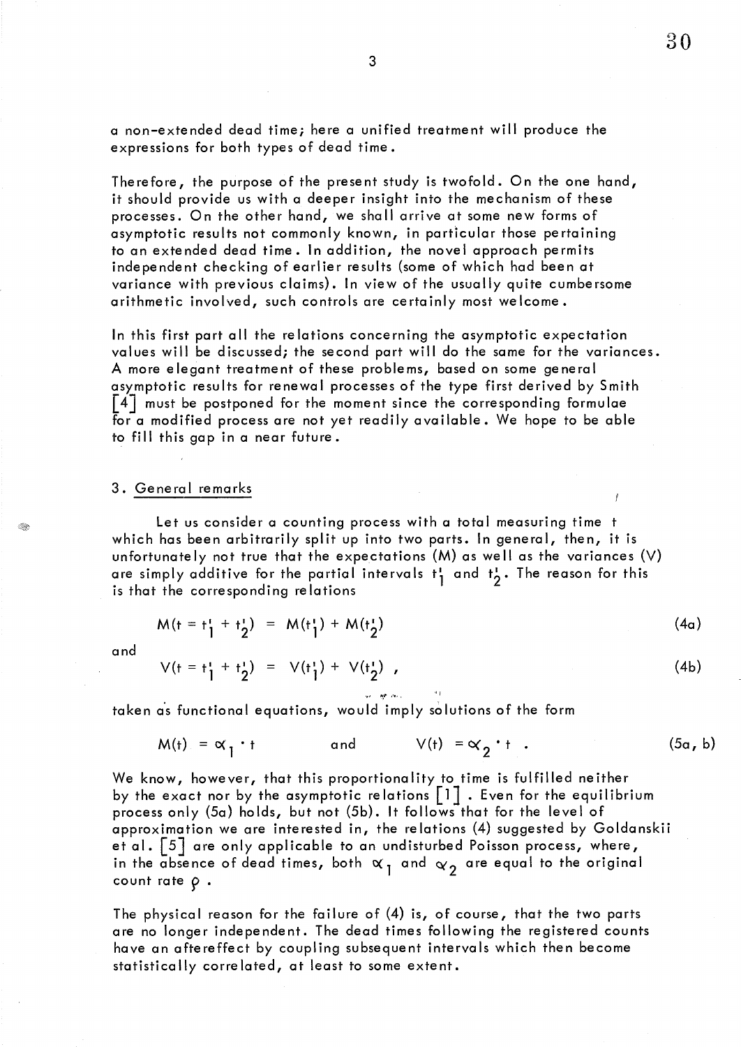a non-extended dead time; here a unified treatment will produce the expressions for both types of dead time.

Therefore, the purpose of the present study is twofold. On the one hand, it should provide us with a deeper insight into the mechanism of these processes. On the other hand, we shall arrive at some new forms of asymptotic results not commonly known, in particular those pertaining to an extended dead time. In addition, the novel approach permits independent checking of earlier results (some of which had been at variance with previous claims). In view of the usually quite cumbersome arithmetic involved, such controls are certainly most welcome.

In this first part all the relations concerning the asymptotic expectation values will be discussed; the second part will do the same for the variances. A more elegant treatment of these problems, based on some general asymptotic results for renewal processes of the type first derived by Smith [4] must be postponed for the moment since the corresponding formulae for a modified process are not yet readily available. We hope to be able to fill this gap in a near future.

## 3. General remarks

Let us consider a counting process with a total measuring time $t$ which has been arbitrarily split up into two parts. In general, then, it is unfortunately not true that the expectations (M) as well as the variances (V) are simply additive for the partial intervals $t_1'$ and $t_2'$. The reason for this is that the corresponding relations

$$M(t = t_1' + t_2') = M(t_1') + M(t_2') \tag{4a}$$

and

$$V(t = t_1' + t_2') = V(t_1') + V(t_2') , \tag{4b}$$

taken as functional equations, would imply solutions of the form

$$M(t) = \alpha_1 \cdot t \qquad \text{and} \qquad V(t) = \alpha_2 \cdot t . \tag{5a, b}$$

We know, however, that this proportionality to time is fulfilled neither by the exact nor by the asymptotic relations [1]. Even for the equilibrium process only (5a) holds, but not (5b). It follows that for the level of approximation we are interested in, the relations (4) suggested by Goldanskii et al. [5] are only applicable to an undisturbed Poisson process, where, in the absence of dead times, both $\alpha_1$ and $\alpha_2$ are equal to the original count rate $\rho$.

The physical reason for the failure of (4) is, of course, that the two parts are no longer independent. The dead times following the registered counts have an aftereffect by coupling subsequent intervals which then become statistically correlated, at least to some extent.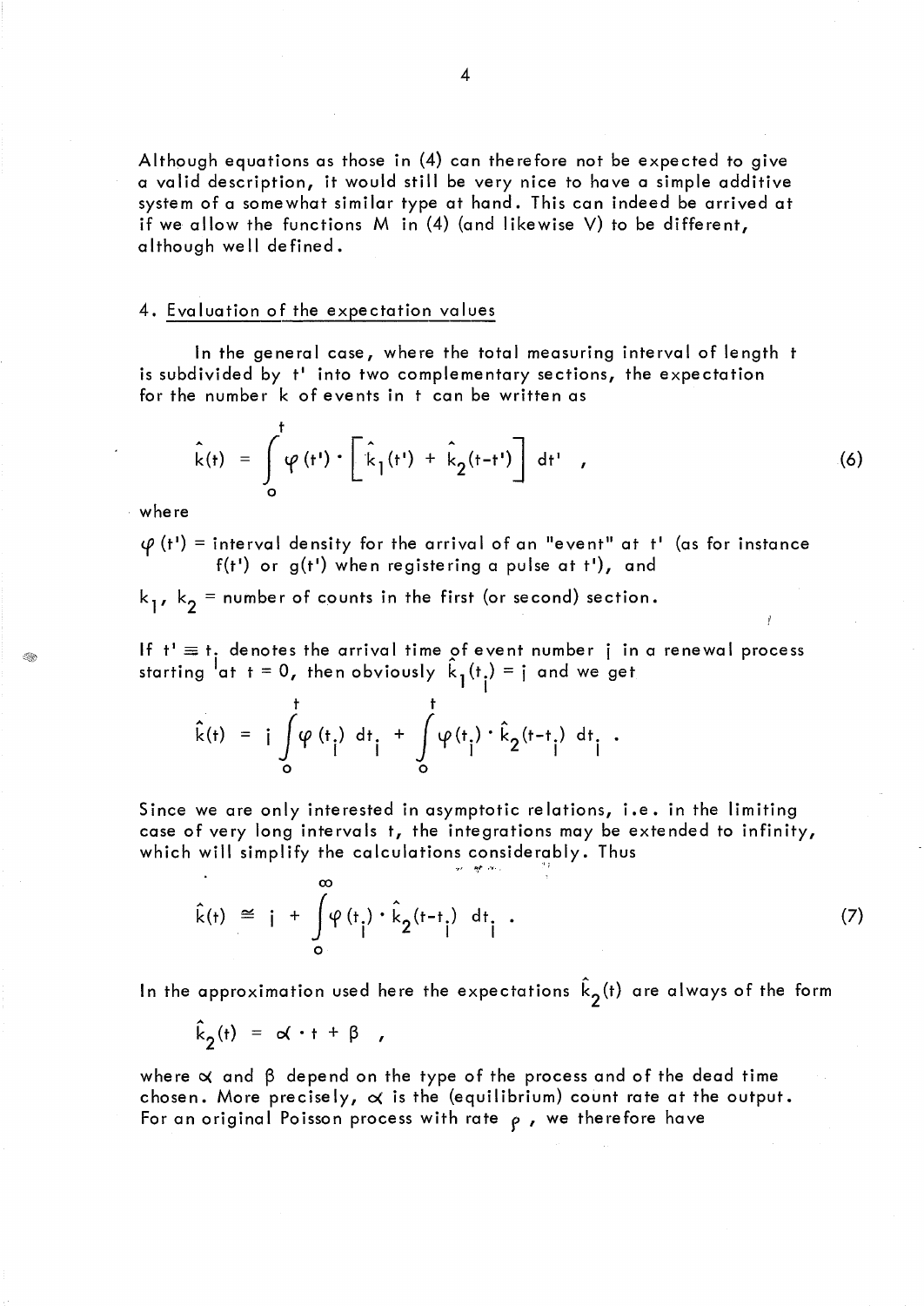Although equations as those in (4) can therefore not be expected to give a valid description, it would still be very nice to have a simple additive system of a somewhat similar type at hand. This can indeed be arrived at if we allow the functions M in (4) (and likewise V) to be different, although well defined.

## 4. Evaluation of the expectation values

In the general case, where the total measuring interval of length $t$ is subdivided by $t'$ into two complementary sections, the expectation for the number $k$ of events in $t$ can be written as

$$\hat{k}(t) = \int_0^t \varphi(t') \cdot \left[ \hat{k}_1(t') + \hat{k}_2(t-t') \right] dt' \quad , \tag{6}$$

where

$\varphi(t')$ = interval density for the arrival of an "event" at $t'$ (as for instance $f(t')$ or $g(t')$ when registering a pulse at $t'$), and

$k_1$, $k_2$ = number of counts in the first (or second) section.

If $t' \equiv t_i$ denotes the arrival time of event number $i$ in a renewal process starting at $t = 0$, then obviously $\hat{k}_1(t_i) = i$ and we get

$$\hat{k}(t) = i \int_0^t \varphi(t_i) \; dt_i + \int_0^t \varphi(t_i) \cdot \hat{k}_2(t-t_i) \; dt_i \quad .$$

Since we are only interested in asymptotic relations, i.e. in the limiting case of very long intervals $t$, the integrations may be extended to infinity, which will simplify the calculations considerably. Thus

$$\hat{k}(t) \cong i + \int_0^\infty \varphi(t_i) \cdot \hat{k}_2(t-t_i) \; dt_i \quad . \tag{7}$$

In the approximation used here the expectations $\hat{k}_2(t)$ are always of the form

$$\hat{k}_2(t) = \alpha \cdot t + \beta \quad ,$$

where $\alpha$ and $\beta$ depend on the type of the process and of the dead time chosen. More precisely, $\alpha$ is the (equilibrium) count rate at the output. For an original Poisson process with rate $\rho$, we therefore have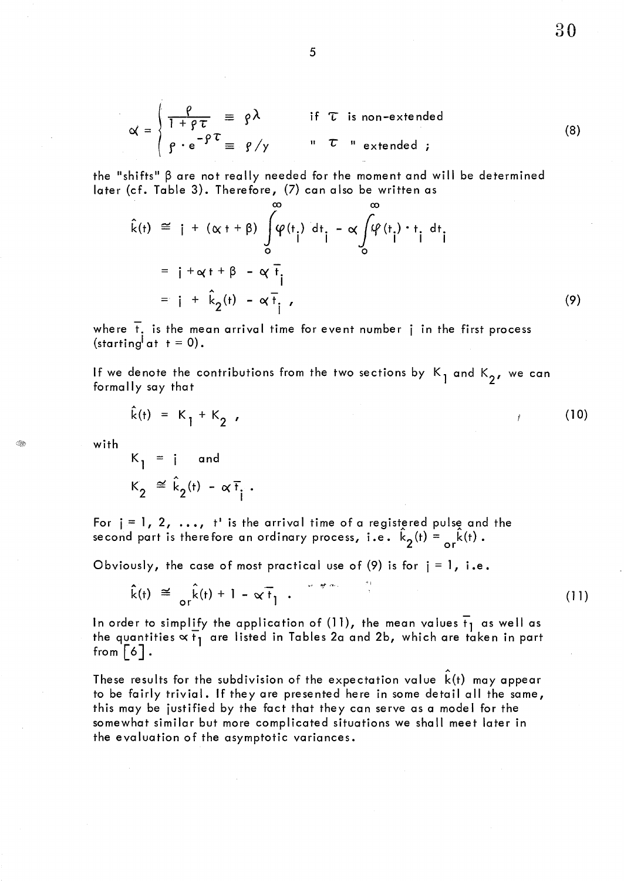$$\alpha = \begin{cases} \dfrac{\rho}{1+\rho\tau} \equiv \rho\lambda & \text{if } \tau \text{ is non-extended} \\ \rho \cdot e^{-\rho\tau} \equiv \rho / y & \text{" } \tau \text{ " extended ;} \end{cases} \tag{8}$$

the "shifts" $\beta$ are not really needed for the moment and will be determined later (cf. Table 3). Therefore, (7) can also be written as

$$\begin{aligned} \hat{k}(t) &\cong j + (\alpha t + \beta) \int_0^\infty \varphi(t_j)\, dt_j - \alpha \int_0^\infty \varphi(t_j) \cdot t_j\, dt_j \\ &= j + \alpha t + \beta - \alpha \bar{t}_j \\ &= j + \hat{k}_2(t) - \alpha \bar{t}_j \ , \end{aligned} \tag{9}$$

where $\bar{t}_j$ is the mean arrival time for event number $j$ in the first process (starting at $t = 0$).

If we denote the contributions from the two sections by $K_1$ and $K_2$, we can formally say that

$$\hat{k}(t) = K_1 + K_2 \ , \tag{10}$$

with

$$K_1 = j \quad \text{and}$$

$$K_2 \cong \hat{k}_2(t) - \alpha \bar{t}_j \ .$$

For $j = 1, 2, \ldots,$ $t'$ is the arrival time of a registered pulse and the second part is therefore an ordinary process, i.e. $\hat{k}_2(t) = {}_{or}\hat{k}(t)$.

Obviously, the case of most practical use of (9) is for $j = 1$, i.e.

$$\hat{k}(t) \cong {}_{or}\hat{k}(t) + 1 - \alpha \bar{t}_1 \ . \tag{11}$$

In order to simplify the application of (11), the mean values $\bar{t}_1$ as well as the quantities $\alpha \bar{t}_1$ are listed in Tables 2a and 2b, which are taken in part from [6].

These results for the subdivision of the expectation value $\hat{k}(t)$ may appear to be fairly trivial. If they are presented here in some detail all the same, this may be justified by the fact that they can serve as a model for the somewhat similar but more complicated situations we shall meet later in the evaluation of the asymptotic variances.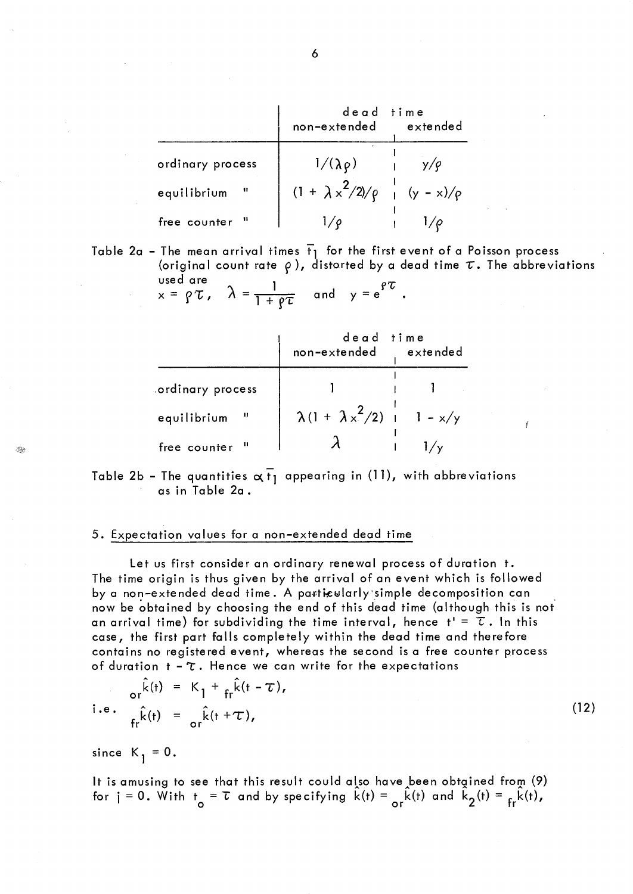| | dead time | |
|---|---|---|
| | non-extended | extended |
| ordinary process | $1/(\lambda\rho)$ | $y/\rho$ |
| equilibrium " | $(1 + \lambda x^2/2)/\rho$ | $(y - x)/\rho$ |
| free counter " | $1/\rho$ | $1/\rho$ |

Table 2a - The mean arrival times $\bar{t}_1$ for the first event of a Poisson process (original count rate $\rho$), distorted by a dead time $\tau$. The abbreviations used are
$x = \rho\tau$, $\lambda = \frac{1}{1+\rho\tau}$ and $y = e^{\rho\tau}$.

| | dead time | |
|---|---|---|
| | non-extended | extended |
| ordinary process | $1$ | $1$ |
| equilibrium " | $\lambda(1 + \lambda x^2/2)$ | $1 - x/y$ |
| free counter " | $\lambda$ | $1/y$ |

Table 2b - The quantities $\alpha\bar{t}_1$ appearing in (11), with abbreviations as in Table 2a.

## 5. Expectation values for a non-extended dead time

Let us first consider an ordinary renewal process of duration $t$. The time origin is thus given by the arrival of an event which is followed by a non-extended dead time. A particularly simple decomposition can now be obtained by choosing the end of this dead time (although this is not an arrival time) for subdividing the time interval, hence $t' = \tau$. In this case, the first part falls completely within the dead time and therefore contains no registered event, whereas the second is a free counter process of duration $t - \tau$. Hence we can write for the expectations

$$
\begin{aligned}
{}_{or}\hat{k}(t) &= K_1 + {}_{fr}\hat{k}(t - \tau), \\
\text{i.e.} \quad {}_{fr}\hat{k}(t) &= {}_{or}\hat{k}(t + \tau),
\end{aligned}
\tag{12}
$$

since $K_1 = 0$.

It is amusing to see that this result could also have been obtained from (9) for $j = 0$. With $t_o = \tau$ and by specifying $\hat{k}(t) = {}_{or}\hat{k}(t)$ and $\hat{k}_2(t) = {}_{fr}\hat{k}(t)$,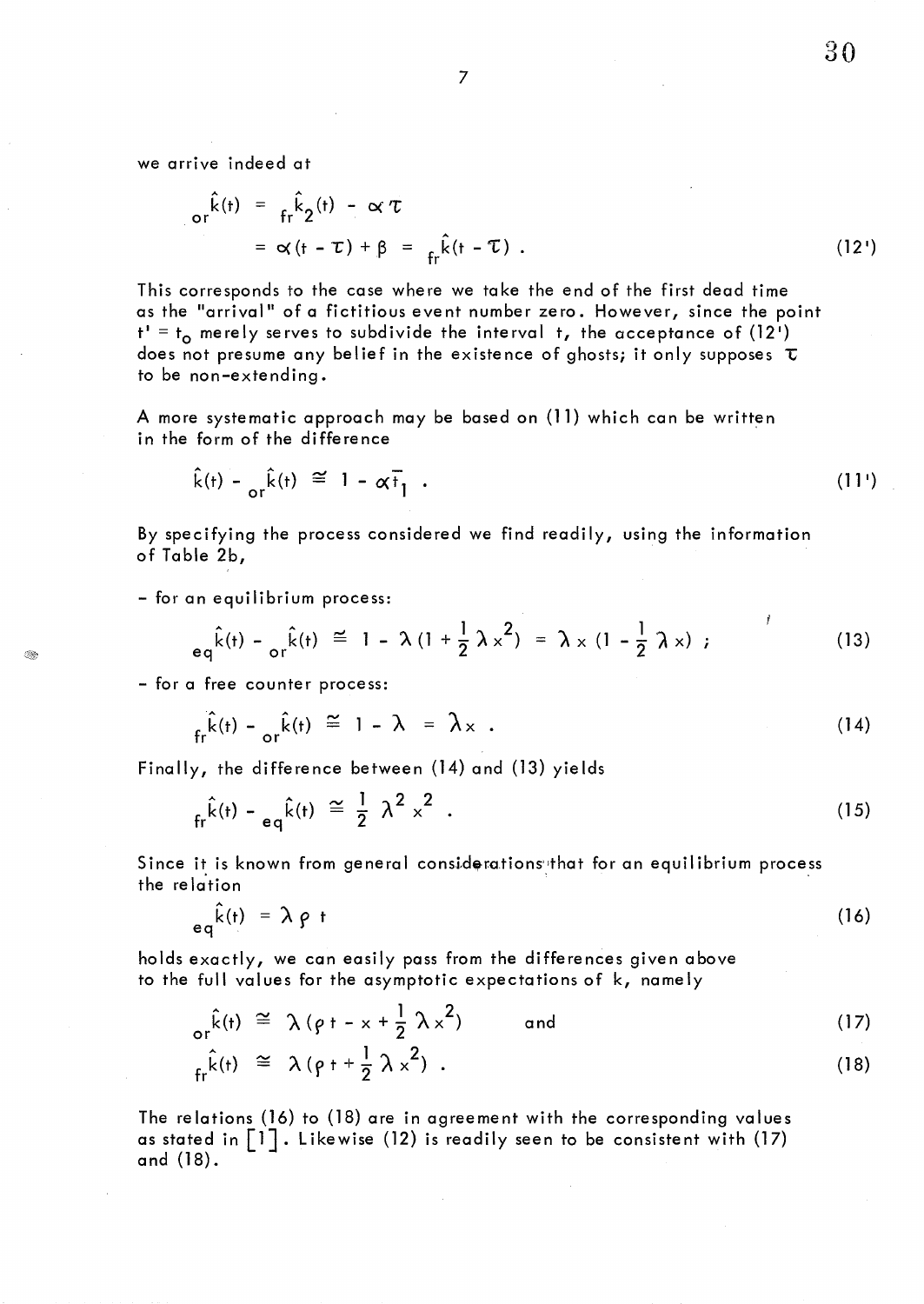we arrive indeed at

$$
\begin{aligned}
{}_{or}\hat{k}(t) &= {}_{fr}\hat{k}_2(t) - \alpha\tau \\
&= \alpha(t-\tau)+\beta = {}_{fr}\hat{k}(t-\tau) .
\end{aligned}
\tag{12'}
$$

This corresponds to the case where we take the end of the first dead time as the "arrival" of a fictitious event number zero. However, since the point $t' = t_o$ merely serves to subdivide the interval $t$, the acceptance of (12') does not presume any belief in the existence of ghosts; it only supposes $\tau$ to be non-extending.

A more systematic approach may be based on (11) which can be written in the form of the difference

$$
\hat{k}(t) - {}_{or}\hat{k}(t) \cong 1 - \alpha\bar{t}_1 . \tag{11'}
$$

By specifying the process considered we find readily, using the information of Table 2b,

- for an equilibrium process:

$$
{}_{eq}\hat{k}(t) - {}_{or}\hat{k}(t) \cong 1 - \lambda(1+\tfrac{1}{2}\lambda x^2) = \lambda x\,(1-\tfrac{1}{2}\lambda x) ; \tag{13}
$$

- for a free counter process:

$$
{}_{fr}\hat{k}(t) - {}_{or}\hat{k}(t) \cong 1 - \lambda = \lambda x . \tag{14}
$$

Finally, the difference between (14) and (13) yields

$$
{}_{fr}\hat{k}(t) - {}_{eq}\hat{k}(t) \cong \tfrac{1}{2}\lambda^2 x^2 . \tag{15}
$$

Since it is known from general considerations that for an equilibrium process the relation

$$
{}_{eq}\hat{k}(t) = \lambda\rho\, t \tag{16}
$$

holds exactly, we can easily pass from the differences given above to the full values for the asymptotic expectations of $k$, namely

$$
{}_{or}\hat{k}(t) \cong \lambda(\rho t - x + \tfrac{1}{2}\lambda x^2) \qquad \text{and} \tag{17}
$$

$$
{}_{fr}\hat{k}(t) \cong \lambda(\rho t + \tfrac{1}{2}\lambda x^2) . \tag{18}
$$

The relations (16) to (18) are in agreement with the corresponding values as stated in [1]. Likewise (12) is readily seen to be consistent with (17) and (18).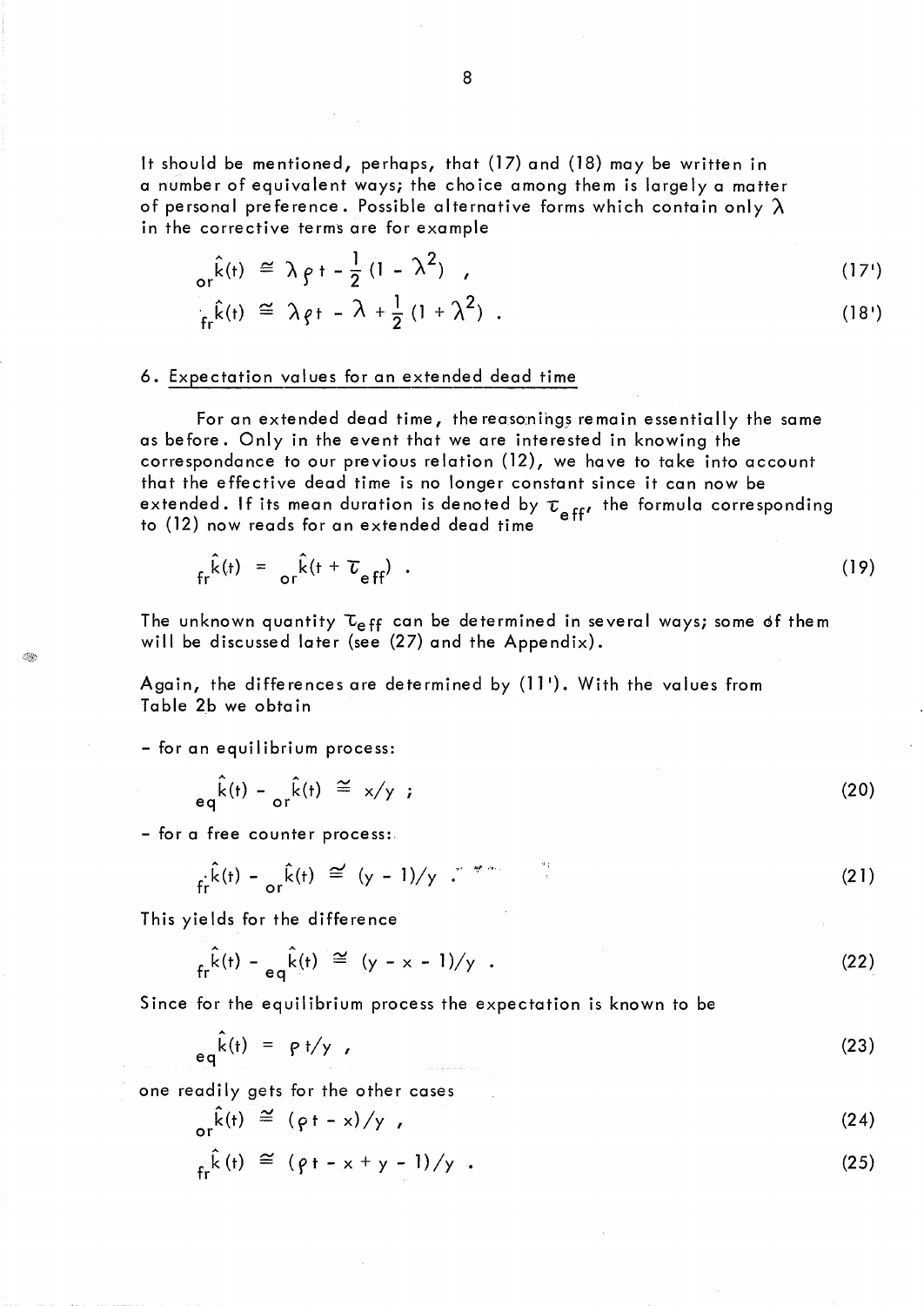It should be mentioned, perhaps, that (17) and (18) may be written in a number of equivalent ways; the choice among them is largely a matter of personal preference. Possible alternative forms which contain only $\lambda$ in the corrective terms are for example

$$_{or}\hat{k}(t) \cong \lambda \rho t - \frac{1}{2}(1 - \lambda^2) \quad , \tag{17'}$$

$$_{fr}\hat{k}(t) \cong \lambda \rho t - \lambda + \frac{1}{2}(1 + \lambda^2) \quad . \tag{18'}$$

## 6. Expectation values for an extended dead time

For an extended dead time, the reasonings remain essentially the same as before. Only in the event that we are interested in knowing the correspondance to our previous relation (12), we have to take into account that the effective dead time is no longer constant since it can now be extended. If its mean duration is denoted by $\tau_{eff}$, the formula corresponding to (12) now reads for an extended dead time

$$_{fr}\hat{k}(t) = {}_{or}\hat{k}(t + \tau_{eff}) \quad . \tag{19}$$

The unknown quantity $\tau_{eff}$ can be determined in several ways; some of them will be discussed later (see (27) and the Appendix).

Again, the differences are determined by (11'). With the values from Table 2b we obtain

- for an equilibrium process:

$$_{eq}\hat{k}(t) - {}_{or}\hat{k}(t) \cong x/y \quad ; \tag{20}$$

- for a free counter process:

$$_{fr}\hat{k}(t) - {}_{or}\hat{k}(t) \cong (y - 1)/y \quad . \tag{21}$$

This yields for the difference

$$_{fr}\hat{k}(t) - {}_{eq}\hat{k}(t) \cong (y - x - 1)/y \quad . \tag{22}$$

Since for the equilibrium process the expectation is known to be

$$_{eq}\hat{k}(t) = \rho t/y \quad , \tag{23}$$

one readily gets for the other cases

$$_{or}\hat{k}(t) \cong (\rho t - x)/y \quad , \tag{24}$$

$$_{fr}\hat{k}(t) \cong (\rho t - x + y - 1)/y \quad . \tag{25}$$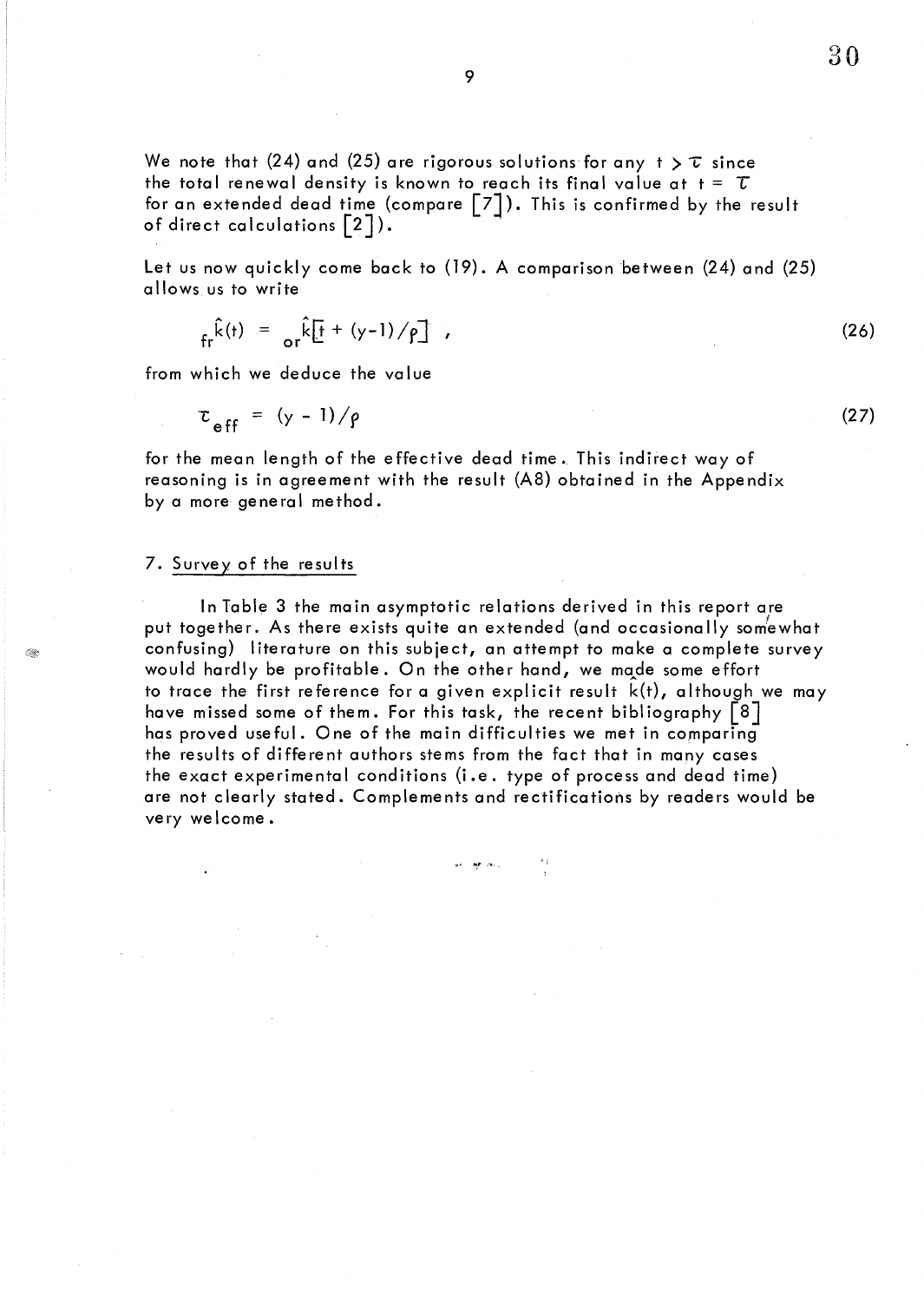We note that (24) and (25) are rigorous solutions for any $t > \tau$ since the total renewal density is known to reach its final value at $t = \tau$ for an extended dead time (compare [7]). This is confirmed by the result of direct calculations [2]).

Let us now quickly come back to (19). A comparison between (24) and (25) allows us to write

$$_{fr}\hat{k}(t) = {}_{or}\hat{k}\left[t + (y-1)/\rho\right] , \tag{26}$$

from which we deduce the value

$$\tau_{eff} = (y - 1)/\rho \tag{27}$$

for the mean length of the effective dead time. This indirect way of reasoning is in agreement with the result (A8) obtained in the Appendix by a more general method.

## 7. Survey of the results

In Table 3 the main asymptotic relations derived in this report are put together. As there exists quite an extended (and occasionally somewhat confusing) literature on this subject, an attempt to make a complete survey would hardly be profitable. On the other hand, we made some effort to trace the first reference for a given explicit result $\hat{k}(t)$, although we may have missed some of them. For this task, the recent bibliography [8] has proved useful. One of the main difficulties we met in comparing the results of different authors stems from the fact that in many cases the exact experimental conditions (i.e. type of process and dead time) are not clearly stated. Complements and rectifications by readers would be very welcome.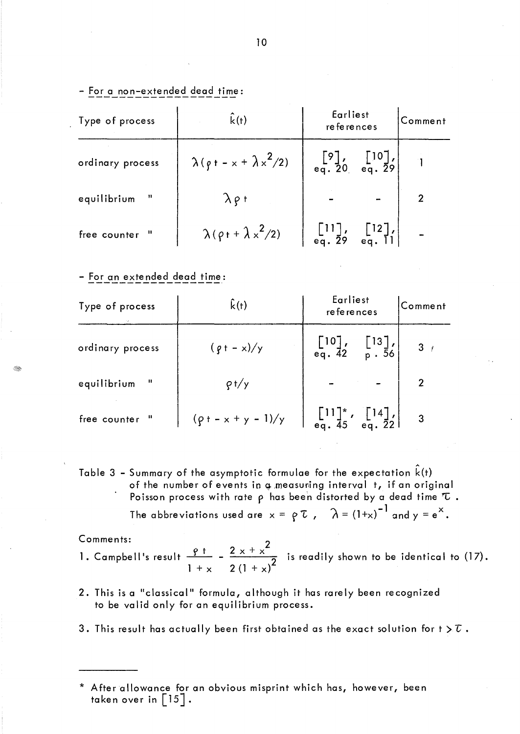- For a non-extended dead time:

| Type of process | $\hat{k}(t)$ | Earliest references | | Comment |
|---|---|---|---|---|
| ordinary process | $\lambda(\rho t - x + \lambda x^2/2)$ | [9], eq. 20 | [10], eq. 29 | 1 |
| equilibrium " | $\lambda \rho t$ | - | - | 2 |
| free counter " | $\lambda(\rho t + \lambda x^2/2)$ | [11], eq. 29 | [12], eq. 11 | - |

- For an extended dead time:

| Type of process | $\hat{k}(t)$ | Earliest references | | Comment |
|---|---|---|---|---|
| ordinary process | $(\rho t - x)/y$ | [10], eq. 42 | [13], p. 56 | 3 |
| equilibrium " | $\rho t/y$ | - | - | 2 |
| free counter " | $(\rho t - x + y - 1)/y$ | [11]*, eq. 45 | [14], eq. 22 | 3 |

Table 3 - Summary of the asymptotic formulae for the expectation $\hat{k}(t)$ of the number of events in a measuring interval t, if an original Poisson process with rate $\rho$ has been distorted by a dead time $\tau$. The abbreviations used are $x = \rho\tau$, $\lambda = (1+x)^{-1}$ and $y = e^x$.

Comments:

1. Campbell's result $\dfrac{\rho t}{1+x} - \dfrac{2x + x^2}{2(1+x)^2}$ is readily shown to be identical to (17).
2. This is a "classical" formula, although it has rarely been recognized to be valid only for an equilibrium process.
3. This result has actually been first obtained as the exact solution for $t > \tau$.

---

\* After allowance for an obvious misprint which has, however, been taken over in [15].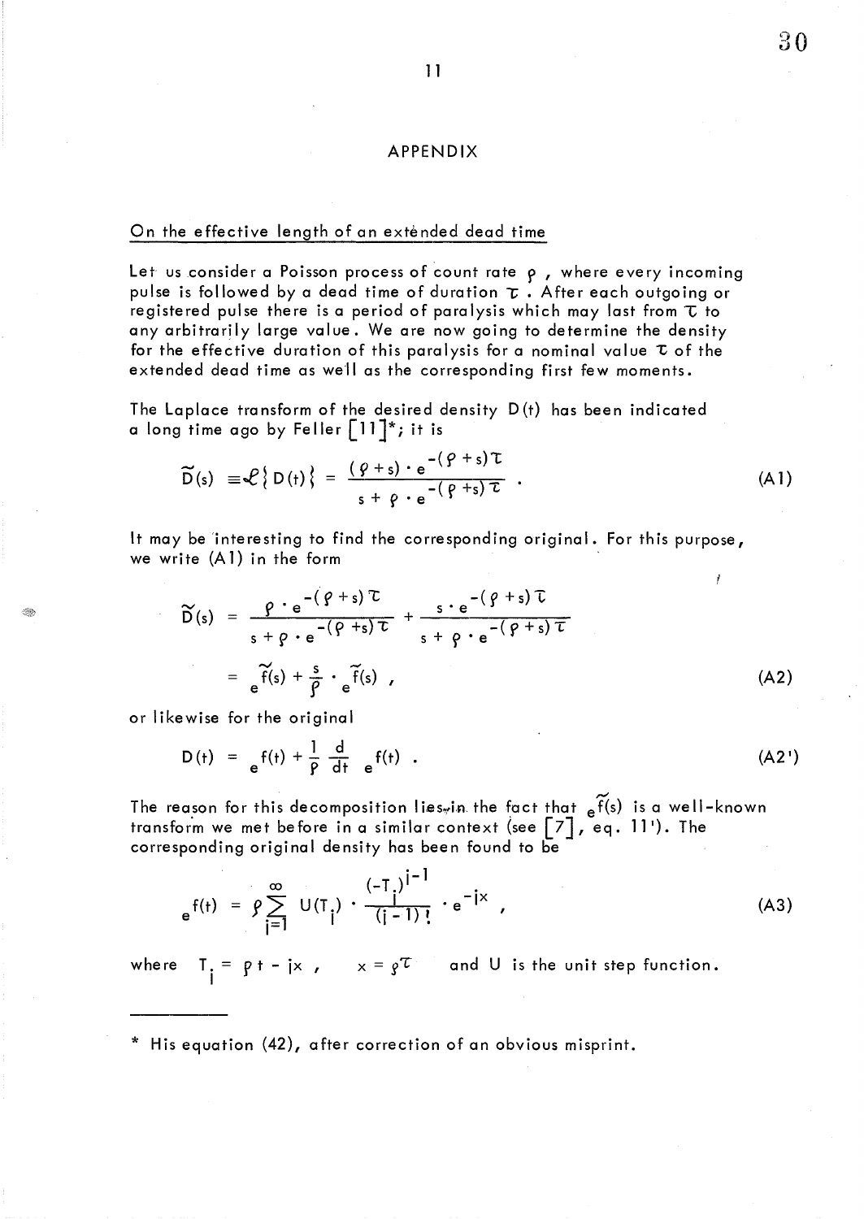## APPENDIX

On the effective length of an extended dead time

Let us consider a Poisson process of count rate $\rho$, where every incoming pulse is followed by a dead time of duration $\tau$. After each outgoing or registered pulse there is a period of paralysis which may last from $\tau$ to any arbitrarily large value. We are now going to determine the density for the effective duration of this paralysis for a nominal value $\tau$ of the extended dead time as well as the corresponding first few moments.

The Laplace transform of the desired density D(t) has been indicated a long time ago by Feller [11]*; it is

$$\tilde{D}(s) \equiv \mathcal{L}\{D(t)\} = \frac{(\rho+s)\cdot e^{-(\rho+s)\tau}}{s+\rho\cdot e^{-(\rho+s)\tau}} . \tag{A1}$$

It may be interesting to find the corresponding original. For this purpose, we write (A1) in the form

$$\begin{aligned}\tilde{D}(s) &= \frac{\rho\cdot e^{-(\rho+s)\tau}}{s+\rho\cdot e^{-(\rho+s)\tau}} + \frac{s\cdot e^{-(\rho+s)\tau}}{s+\rho\cdot e^{-(\rho+s)\tau}} \\ &= {}_e\tilde{f}(s) + \frac{s}{\rho}\cdot {}_e\tilde{f}(s) ,\end{aligned} \tag{A2}$$

or likewise for the original

$$D(t) = {}_e f(t) + \frac{1}{\rho}\frac{d}{dt}\, {}_e f(t) . \tag{A2'}$$

The reason for this decomposition lies in the fact that ${}_e\tilde{f}(s)$ is a well-known transform we met before in a similar context (see [7], eq. 11'). The corresponding original density has been found to be

$${}_e f(t) = \rho \sum_{j=1}^{\infty} U(T_j)\cdot \frac{(-T_j)^{j-1}}{(j-1)!}\cdot e^{-jx} , \tag{A3}$$

where $T_j = \rho t - jx$, $x = \rho\tau$ and U is the unit step function.

---

\* His equation (42), after correction of an obvious misprint.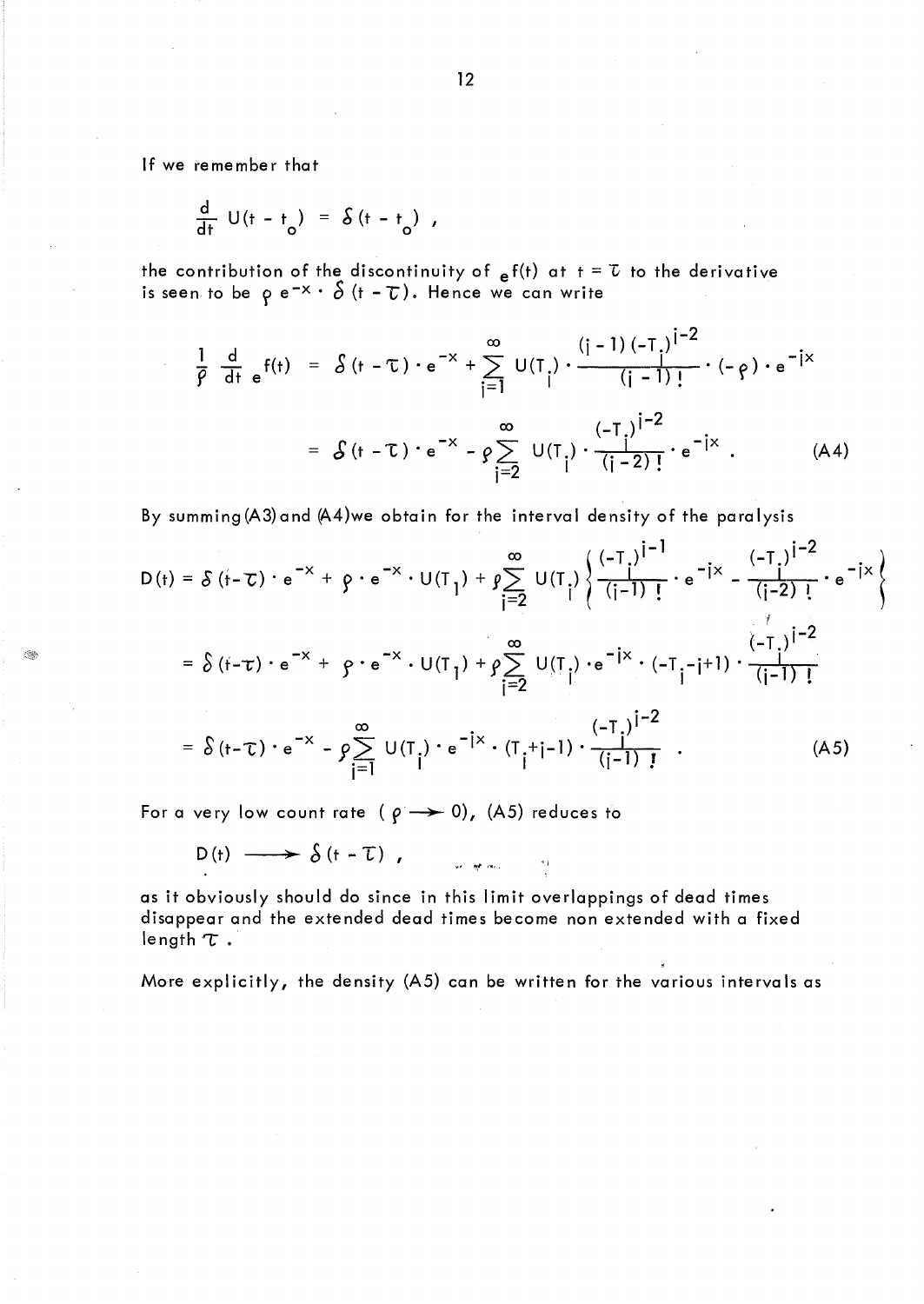If we remember that

$$\frac{d}{dt} U(t - t_o) = \delta (t - t_o) ,$$

the contribution of the discontinuity of ${}_e f(t)$ at $t = \tau$ to the derivative is seen to be $\rho \, e^{-x} \cdot \delta (t - \tau)$. Hence we can write

$$\begin{aligned} \frac{1}{\rho} \frac{d}{dt} {}_e f(t) &= \delta (t - \tau) \cdot e^{-x} + \sum_{i=1}^{\infty} U(T_i) \cdot \frac{(i-1)(-T_i)^{i-2}}{(i-1)!} \cdot (-\rho) \cdot e^{-ix} \\ &= \delta (t - \tau) \cdot e^{-x} - \rho \sum_{i=2}^{\infty} U(T_i) \cdot \frac{(-T_i)^{i-2}}{(i-2)!} \cdot e^{-ix} . \end{aligned} \tag{A4}$$

By summing (A3) and (A4) we obtain for the interval density of the paralysis

$$\begin{aligned} D(t) &= \delta (t - \tau) \cdot e^{-x} + \rho \cdot e^{-x} \cdot U(T_1) + \rho \sum_{i=2}^{\infty} U(T_i) \left\{ \frac{(-T_i)^{i-1}}{(i-1)!} \cdot e^{-ix} - \frac{(-T_i)^{i-2}}{(i-2)!} \cdot e^{-ix} \right\} \\ &= \delta (t - \tau) \cdot e^{-x} + \rho \cdot e^{-x} \cdot U(T_1) + \rho \sum_{i=2}^{\infty} U(T_i) \cdot e^{-ix} \cdot (-T_i - i + 1) \cdot \frac{(-T_i)^{i-2}}{(i-1)!} \\ &= \delta (t - \tau) \cdot e^{-x} - \rho \sum_{i=1}^{\infty} U(T_i) \cdot e^{-ix} \cdot (T_i + i - 1) \cdot \frac{(-T_i)^{i-2}}{(i-1)!} . \end{aligned} \tag{A5}$$

For a very low count rate ($\rho \longrightarrow 0$), (A5) reduces to

$$D(t) \longrightarrow \delta (t - \tau) ,$$

as it obviously should do since in this limit overlappings of dead times disappear and the extended dead times become non extended with a fixed length $\tau$.

More explicitly, the density (A5) can be written for the various intervals as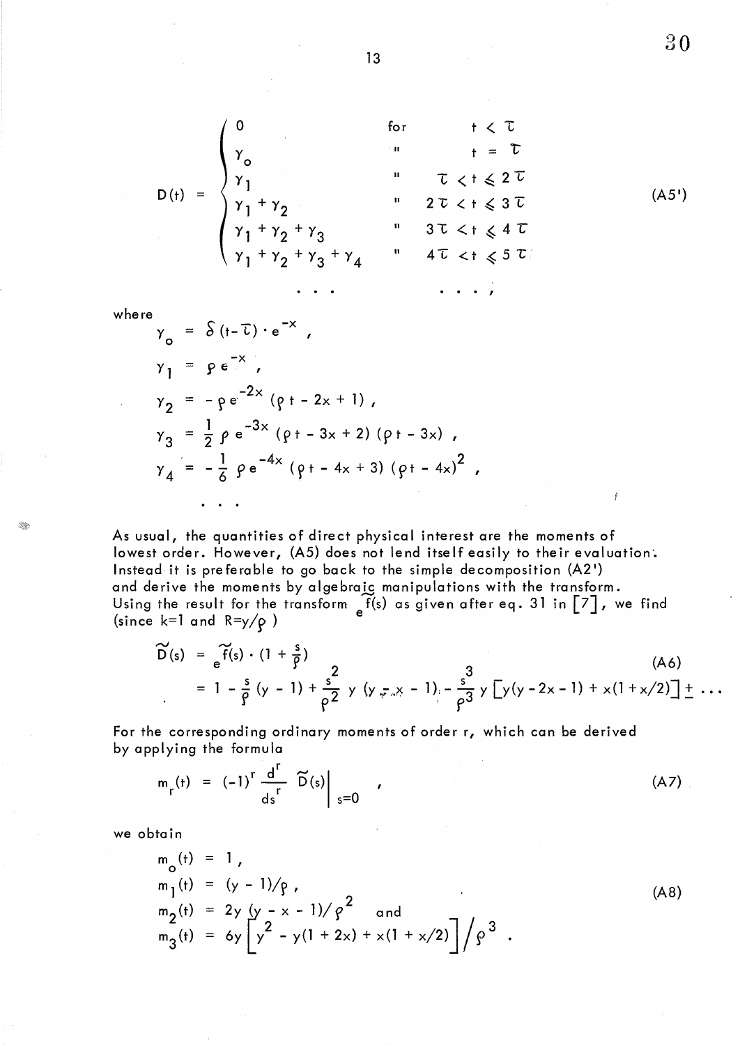$$
D(t) = \begin{cases} 0 & \text{for} \quad t < \tau \\ \gamma_o & \text{"} \quad t = \tau \\ \gamma_1 & \text{"} \quad \tau < t \leqslant 2\tau \\ \gamma_1 + \gamma_2 & \text{"} \quad 2\tau < t \leqslant 3\tau \\ \gamma_1 + \gamma_2 + \gamma_3 & \text{"} \quad 3\tau < t \leqslant 4\tau \\ \gamma_1 + \gamma_2 + \gamma_3 + \gamma_4 & \text{"} \quad 4\tau < t \leqslant 5\tau \\ \quad \cdots & \quad \cdots \; , \end{cases} \tag{A5'}
$$

where

$$
\begin{aligned}
\gamma_o &= \delta(t-\tau) \cdot e^{-x} , \\
\gamma_1 &= \rho \, e^{-x} , \\
\gamma_2 &= -\rho \, e^{-2x} (\rho t - 2x + 1) , \\
\gamma_3 &= \frac{1}{2} \rho \, e^{-3x} (\rho t - 3x + 2)(\rho t - 3x) , \\
\gamma_4 &= -\frac{1}{6} \rho \, e^{-4x} (\rho t - 4x + 3)(\rho t - 4x)^2 , \\
& \cdots
\end{aligned}
$$

As usual, the quantities of direct physical interest are the moments of lowest order. However, (A5) does not lend itself easily to their evaluation. Instead it is preferable to go back to the simple decomposition (A2') and derive the moments by algebraic manipulations with the transform. Using the result for the transform ${}_e\tilde{f}(s)$ as given after eq. 31 in [7], we find (since k=1 and $R=y/\rho$ )

$$
\begin{aligned}
\tilde{D}(s) &= {}_e\tilde{f}(s) \cdot (1 + \frac{s}{\rho}) \\
&= 1 - \frac{s}{\rho}(y-1) + \frac{s^2}{\rho^2} y (y - x - 1) - \frac{s^3}{\rho^3} y \left[ y(y - 2x - 1) + x(1 + x/2) \right] \pm \cdots
\end{aligned} \tag{A6}
$$

For the corresponding ordinary moments of order r, which can be derived by applying the formula

$$
m_r(t) = (-1)^r \frac{d^r}{ds^r} \tilde{D}(s) \bigg|_{s=0} , \tag{A7}
$$

we obtain

$$
\begin{aligned}
m_o(t) &= 1 , \\
m_1(t) &= (y-1)/\rho , \\
m_2(t) &= 2y(y - x - 1)/\rho^2 \quad \text{and} \\
m_3(t) &= 6y \left[ y^2 - y(1 + 2x) + x(1 + x/2) \right] \Big/ \rho^3 .
\end{aligned} \tag{A8}
$$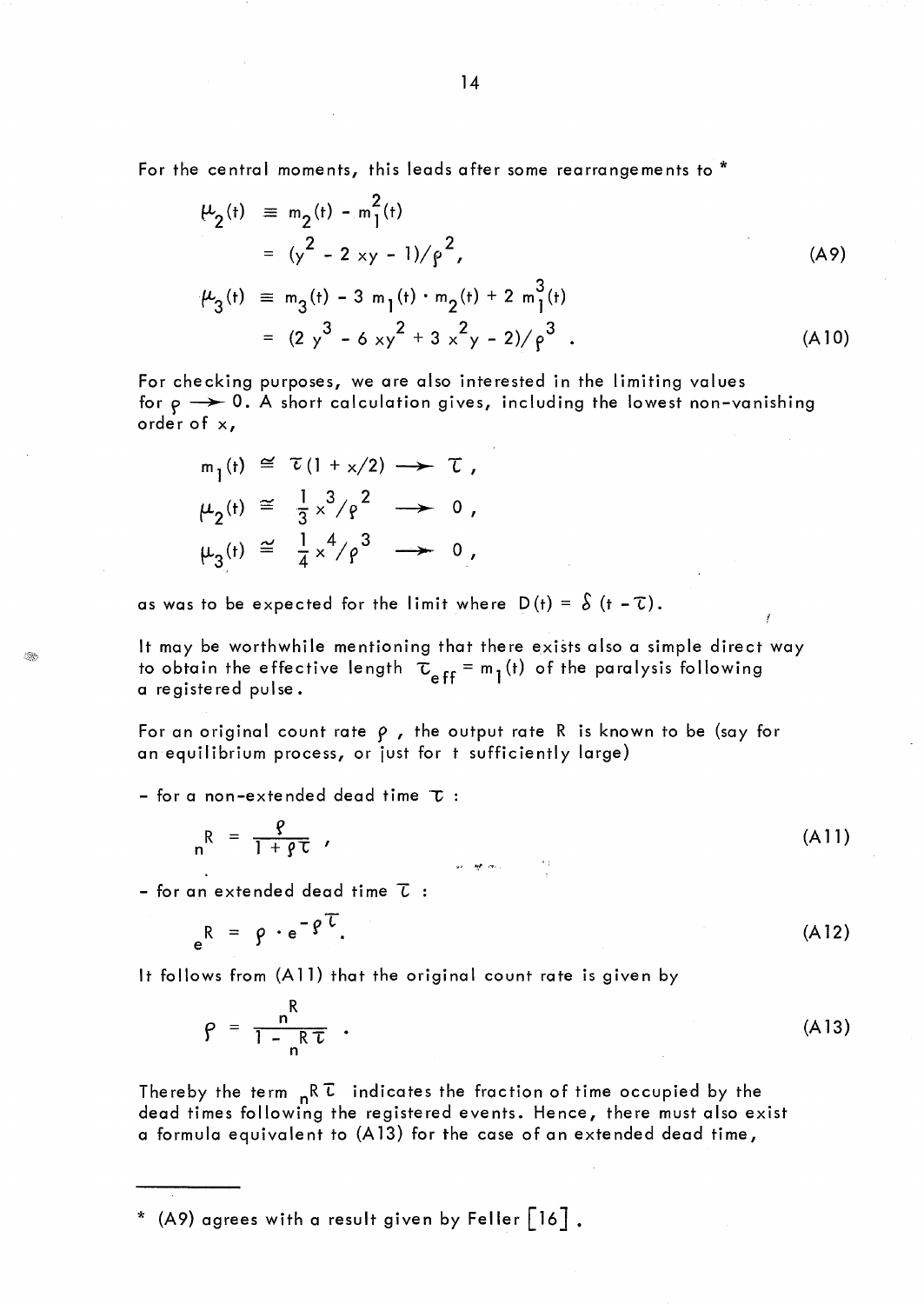For the central moments, this leads after some rearrangements to *

$$\mu_2(t) \equiv m_2(t) - m_1^2(t)$$
$$= (y^2 - 2\,xy - 1)/\rho^2, \tag{A9}$$

$$\mu_3(t) \equiv m_3(t) - 3\,m_1(t)\cdot m_2(t) + 2\,m_1^3(t)$$
$$= (2\,y^3 - 6\,xy^2 + 3\,x^2y - 2)/\rho^3\ . \tag{A10}$$

For checking purposes, we are also interested in the limiting values for $\rho \longrightarrow 0$. A short calculation gives, including the lowest non-vanishing order of x,

$$m_1(t) \cong \tau(1 + x/2) \longrightarrow \tau\,,$$
$$\mu_2(t) \cong \frac{1}{3}x^3/\rho^2 \longrightarrow 0\,,$$
$$\mu_3(t) \cong \frac{1}{4}x^4/\rho^3 \longrightarrow 0\,,$$

as was to be expected for the limit where $D(t) = \delta\,(t - \tau)$.

It may be worthwhile mentioning that there exists also a simple direct way to obtain the effective length $\tau_{eff} = m_1(t)$ of the paralysis following a registered pulse.

For an original count rate $\rho$, the output rate R is known to be (say for an equilibrium process, or just for t sufficiently large)

- for a non-extended dead time $\tau$ :

$${}_nR = \frac{\rho}{1 + \rho\tau}\,, \tag{A11}$$

- for an extended dead time $\tau$ :

$${}_eR = \rho \cdot e^{-\rho\tau}. \tag{A12}$$

It follows from (A11) that the original count rate is given by

$$\rho = \frac{{}_nR}{1 - {}_nR\,\tau}\ . \tag{A13}$$

Thereby the term ${}_nR\,\tau$ indicates the fraction of time occupied by the dead times following the registered events. Hence, there must also exist a formula equivalent to (A13) for the case of an extended dead time,

---

* (A9) agrees with a result given by Feller [16] .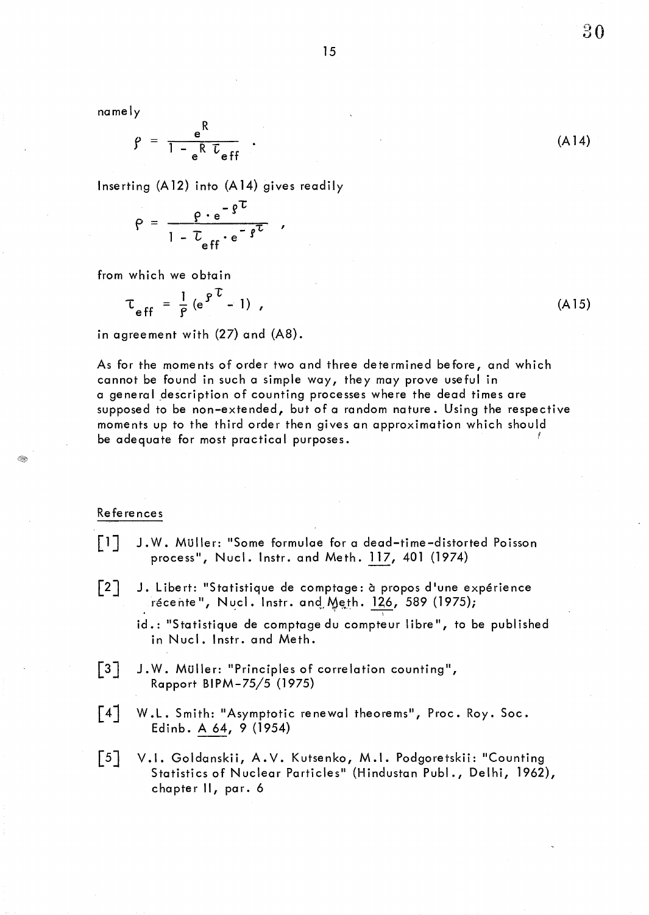namely

$$\rho = \frac{e^R}{1 - e^R \tau_{eff}} . \tag{A14}$$

Inserting (A12) into (A14) gives readily

$$\rho = \frac{\rho \cdot e^{-\rho\tau}}{1 - \tau_{eff} \cdot e^{-\rho\tau}} ,$$

from which we obtain

$$\tau_{eff} = \frac{1}{\rho} (e^{\rho\tau} - 1) , \tag{A15}$$

in agreement with (27) and (A8).

As for the moments of order two and three determined before, and which cannot be found in such a simple way, they may prove useful in a general description of counting processes where the dead times are supposed to be non-extended, but of a random nature. Using the respective moments up to the third order then gives an approximation which should be adequate for most practical purposes.

## References

[1] J.W. Müller: "Some formulae for a dead-time-distorted Poisson process", Nucl. Instr. and Meth. 117, 401 (1974)

[2] J. Libert: "Statistique de comptage: à propos d'une expérience récente", Nucl. Instr. and Meth. 126, 589 (1975);
id.: "Statistique de comptage du compteur libre", to be published in Nucl. Instr. and Meth.

[3] J.W. Müller: "Principles of correlation counting", Rapport BIPM-75/5 (1975)

[4] W.L. Smith: "Asymptotic renewal theorems", Proc. Roy. Soc. Edinb. A 64, 9 (1954)

[5] V.I. Goldanskii, A.V. Kutsenko, M.I. Podgoretskii: "Counting Statistics of Nuclear Particles" (Hindustan Publ., Delhi, 1962), chapter II, par. 6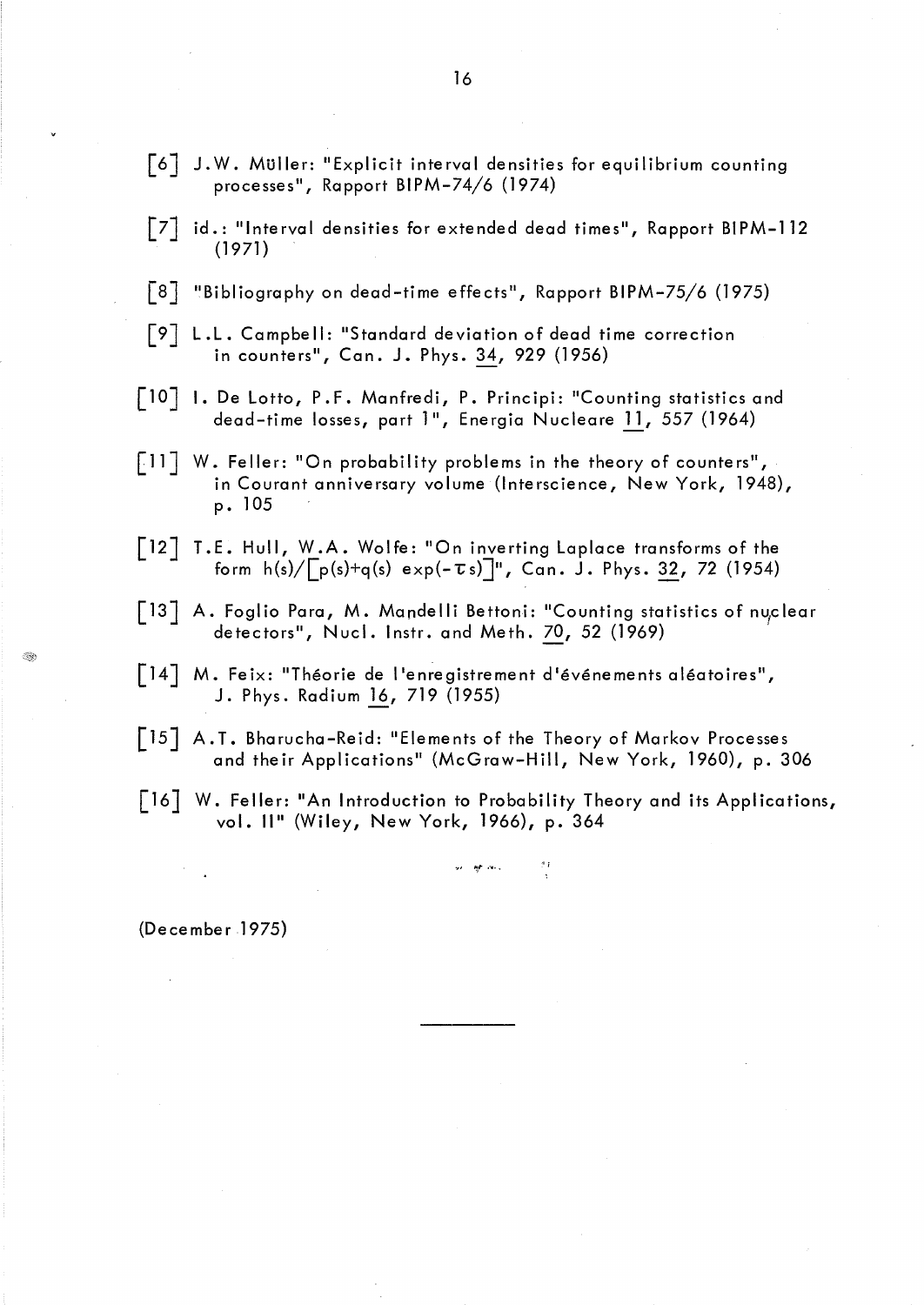[6] J.W. Müller: "Explicit interval densities for equilibrium counting processes", Rapport BIPM-74/6 (1974)

[7] id.: "Interval densities for extended dead times", Rapport BIPM-112 (1971)

[8] "Bibliography on dead-time effects", Rapport BIPM-75/6 (1975)

[9] L.L. Campbell: "Standard deviation of dead time correction in counters", Can. J. Phys. 34, 929 (1956)

[10] I. De Lotto, P.F. Manfredi, P. Principi: "Counting statistics and dead-time losses, part 1", Energia Nucleare 11, 557 (1964)

[11] W. Feller: "On probability problems in the theory of counters", in Courant anniversary volume (Interscience, New York, 1948), p. 105

[12] T.E. Hull, W.A. Wolfe: "On inverting Laplace transforms of the form $h(s)/[p(s)+q(s)\ \exp(-\tau s)]$", Can. J. Phys. 32, 72 (1954)

[13] A. Foglio Para, M. Mandelli Bettoni: "Counting statistics of nuclear detectors", Nucl. Instr. and Meth. 70, 52 (1969)

[14] M. Feix: "Théorie de l'enregistrement d'événements aléatoires", J. Phys. Radium 16, 719 (1955)

[15] A.T. Bharucha-Reid: "Elements of the Theory of Markov Processes and their Applications" (McGraw-Hill, New York, 1960), p. 306

[16] W. Feller: "An Introduction to Probability Theory and its Applications, vol. II" (Wiley, New York, 1966), p. 364

(December 1975)